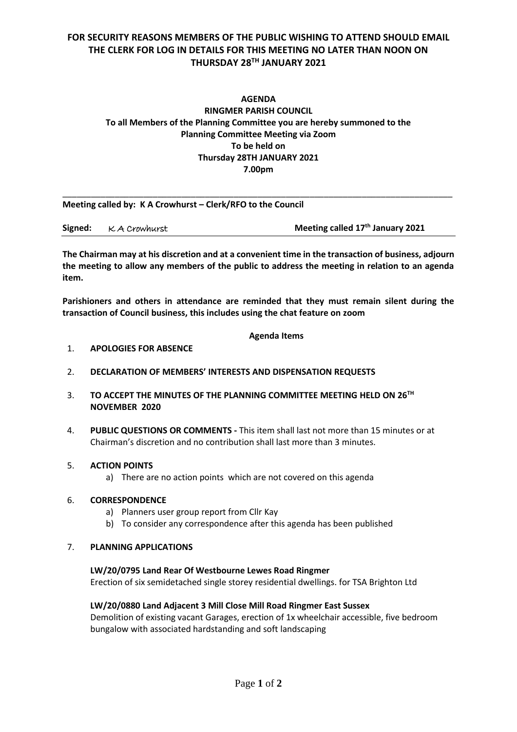**FOR SECURITY REASONS MEMBERS OF THE PUBLIC WISHING TO ATTEND SHOULD EMAIL THE CLERK FOR LOG IN DETAILS FOR THIS MEETING NO LATER THAN NOON ON THURSDAY 28TH JANUARY 2021**

**AGENDA**
**RINGMER PARISH COUNCIL**
**To all Members of the Planning Committee you are hereby summoned to the Planning Committee Meeting via Zoom**
**To be held on**
**Thursday 28TH JANUARY 2021**
**7.00pm**

---

**Meeting called by: K A Crowhurst – Clerk/RFO to the Council**

**Signed:** K A Crowhurst **Meeting called 17th January 2021**

**The Chairman may at his discretion and at a convenient time in the transaction of business, adjourn the meeting to allow any members of the public to address the meeting in relation to an agenda item.**

**Parishioners and others in attendance are reminded that they must remain silent during the transaction of Council business, this includes using the chat feature on zoom**

**Agenda Items**

1. **APOLOGIES FOR ABSENCE**

2. **DECLARATION OF MEMBERS' INTERESTS AND DISPENSATION REQUESTS**

3. **TO ACCEPT THE MINUTES OF THE PLANNING COMMITTEE MEETING HELD ON 26TH NOVEMBER 2020**

4. **PUBLIC QUESTIONS OR COMMENTS -** This item shall last not more than 15 minutes or at Chairman's discretion and no contribution shall last more than 3 minutes.

5. **ACTION POINTS**
   a) There are no action points which are not covered on this agenda

6. **CORRESPONDENCE**
   a) Planners user group report from Cllr Kay
   b) To consider any correspondence after this agenda has been published

7. **PLANNING APPLICATIONS**

   **LW/20/0795 Land Rear Of Westbourne Lewes Road Ringmer**
   Erection of six semidetached single storey residential dwellings. for TSA Brighton Ltd

   **LW/20/0880 Land Adjacent 3 Mill Close Mill Road Ringmer East Sussex**
   Demolition of existing vacant Garages, erection of 1x wheelchair accessible, five bedroom bungalow with associated hardstanding and soft landscaping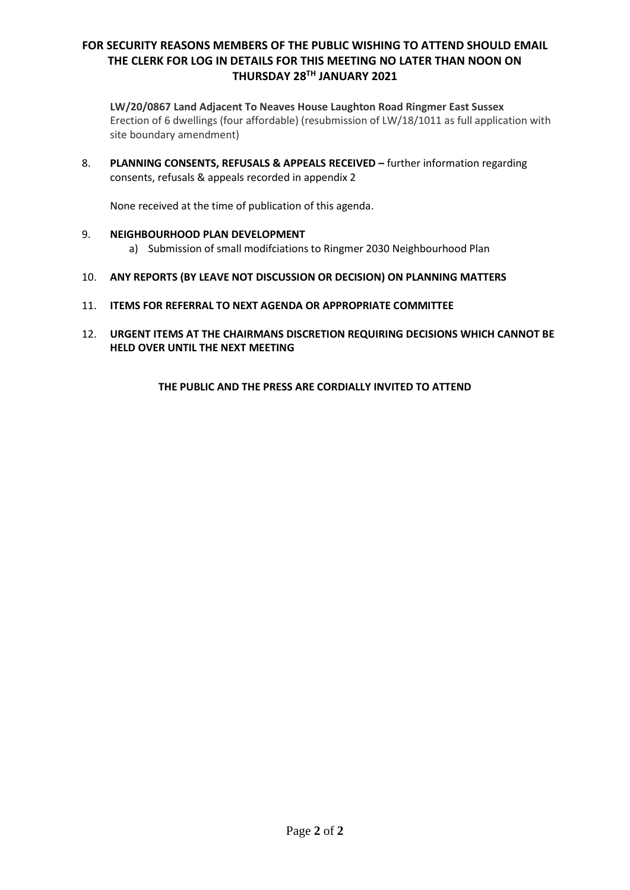**FOR SECURITY REASONS MEMBERS OF THE PUBLIC WISHING TO ATTEND SHOULD EMAIL THE CLERK FOR LOG IN DETAILS FOR THIS MEETING NO LATER THAN NOON ON THURSDAY 28TH JANUARY 2021**

**LW/20/0867 Land Adjacent To Neaves House Laughton Road Ringmer East Sussex**
Erection of 6 dwellings (four affordable) (resubmission of LW/18/1011 as full application with site boundary amendment)

8. **PLANNING CONSENTS, REFUSALS & APPEALS RECEIVED –** further information regarding consents, refusals & appeals recorded in appendix 2

   None received at the time of publication of this agenda.

9. **NEIGHBOURHOOD PLAN DEVELOPMENT**
   a) Submission of small modifciations to Ringmer 2030 Neighbourhood Plan

10. **ANY REPORTS (BY LEAVE NOT DISCUSSION OR DECISION) ON PLANNING MATTERS**

11. **ITEMS FOR REFERRAL TO NEXT AGENDA OR APPROPRIATE COMMITTEE**

12. **URGENT ITEMS AT THE CHAIRMANS DISCRETION REQUIRING DECISIONS WHICH CANNOT BE HELD OVER UNTIL THE NEXT MEETING**

**THE PUBLIC AND THE PRESS ARE CORDIALLY INVITED TO ATTEND**